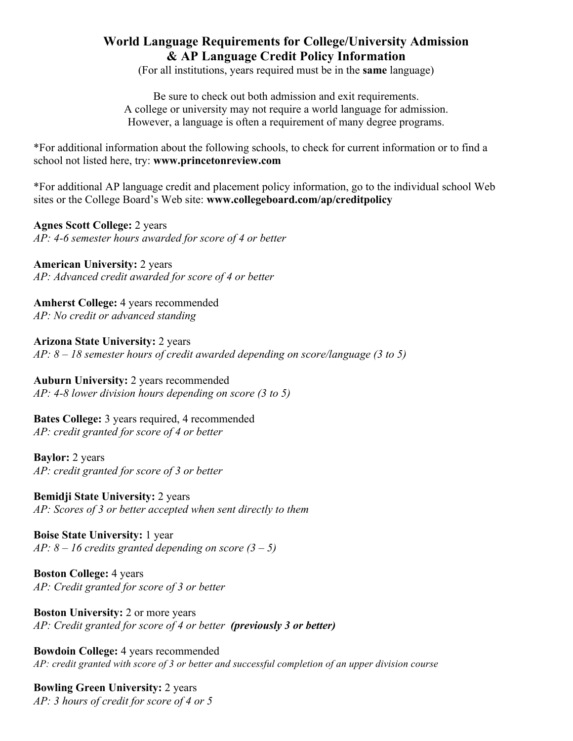# World Language Requirements for College/University Admission & AP Language Credit Policy Information

(For all institutions, years required must be in the **same** language)

Be sure to check out both admission and exit requirements.
A college or university may not require a world language for admission.
However, a language is often a requirement of many degree programs.

*For additional information about the following schools, to check for current information or to find a school not listed here, try: **www.princetonreview.com**

*For additional AP language credit and placement policy information, go to the individual school Web sites or the College Board's Web site: **www.collegeboard.com/ap/creditpolicy**

**Agnes Scott College:** 2 years
*AP: 4-6 semester hours awarded for score of 4 or better*

**American University:** 2 years
*AP: Advanced credit awarded for score of 4 or better*

**Amherst College:** 4 years recommended
*AP: No credit or advanced standing*

**Arizona State University:** 2 years
*AP: 8 – 18 semester hours of credit awarded depending on score/language (3 to 5)*

**Auburn University:** 2 years recommended
*AP: 4-8 lower division hours depending on score (3 to 5)*

**Bates College:** 3 years required, 4 recommended
*AP: credit granted for score of 4 or better*

**Baylor:** 2 years
*AP: credit granted for score of 3 or better*

**Bemidji State University:** 2 years
*AP: Scores of 3 or better accepted when sent directly to them*

**Boise State University:** 1 year
*AP: 8 – 16 credits granted depending on score (3 – 5)*

**Boston College:** 4 years
*AP: Credit granted for score of 3 or better*

**Boston University:** 2 or more years
*AP: Credit granted for score of 4 or better* ***(previously 3 or better)***

**Bowdoin College:** 4 years recommended
*AP: credit granted with score of 3 or better and successful completion of an upper division course*

**Bowling Green University:** 2 years
*AP: 3 hours of credit for score of 4 or 5*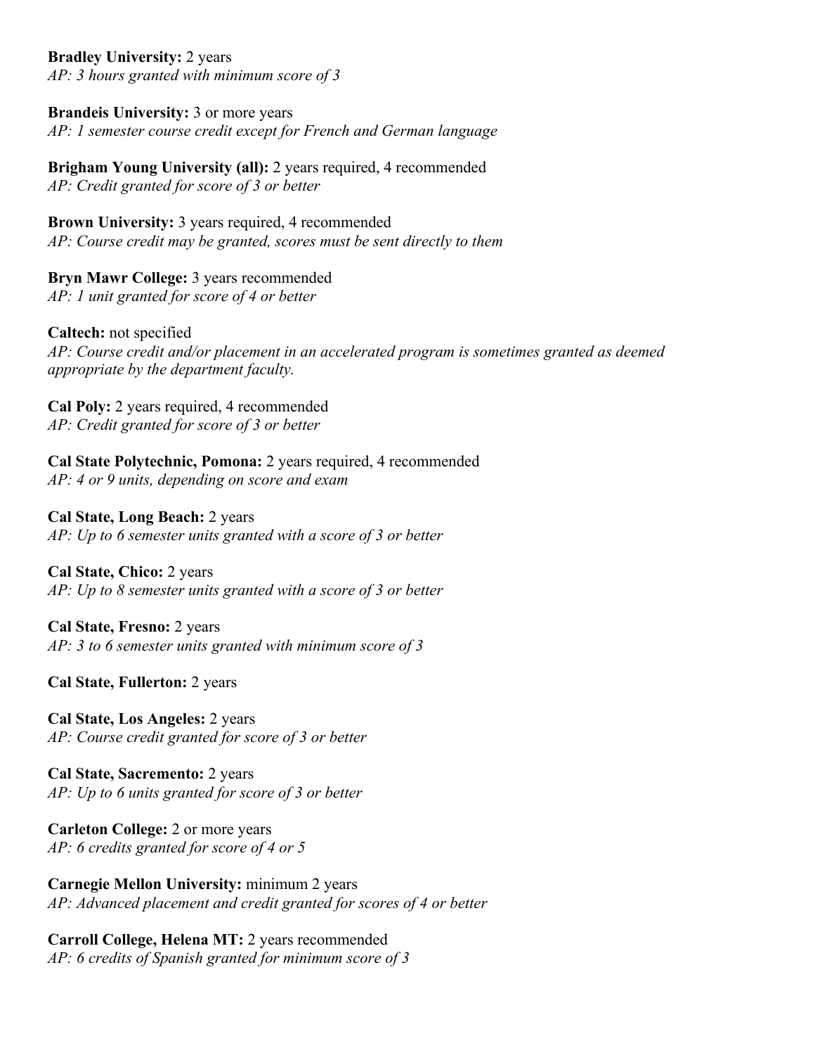**Bradley University:** 2 years
*AP: 3 hours granted with minimum score of 3*

**Brandeis University:** 3 or more years
*AP: 1 semester course credit except for French and German language*

**Brigham Young University (all):** 2 years required, 4 recommended
*AP: Credit granted for score of 3 or better*

**Brown University:** 3 years required, 4 recommended
*AP: Course credit may be granted, scores must be sent directly to them*

**Bryn Mawr College:** 3 years recommended
*AP: 1 unit granted for score of 4 or better*

**Caltech:** not specified
*AP: Course credit and/or placement in an accelerated program is sometimes granted as deemed appropriate by the department faculty.*

**Cal Poly:** 2 years required, 4 recommended
*AP: Credit granted for score of 3 or better*

**Cal State Polytechnic, Pomona:** 2 years required, 4 recommended
*AP: 4 or 9 units, depending on score and exam*

**Cal State, Long Beach:** 2 years
*AP: Up to 6 semester units granted with a score of 3 or better*

**Cal State, Chico:** 2 years
*AP: Up to 8 semester units granted with a score of 3 or better*

**Cal State, Fresno:** 2 years
*AP: 3 to 6 semester units granted with minimum score of 3*

**Cal State, Fullerton:** 2 years

**Cal State, Los Angeles:** 2 years
*AP: Course credit granted for score of 3 or better*

**Cal State, Sacremento:** 2 years
*AP: Up to 6 units granted for score of 3 or better*

**Carleton College:** 2 or more years
*AP: 6 credits granted for score of 4 or 5*

**Carnegie Mellon University:** minimum 2 years
*AP: Advanced placement and credit granted for scores of 4 or better*

**Carroll College, Helena MT:** 2 years recommended
*AP: 6 credits of Spanish granted for minimum score of 3*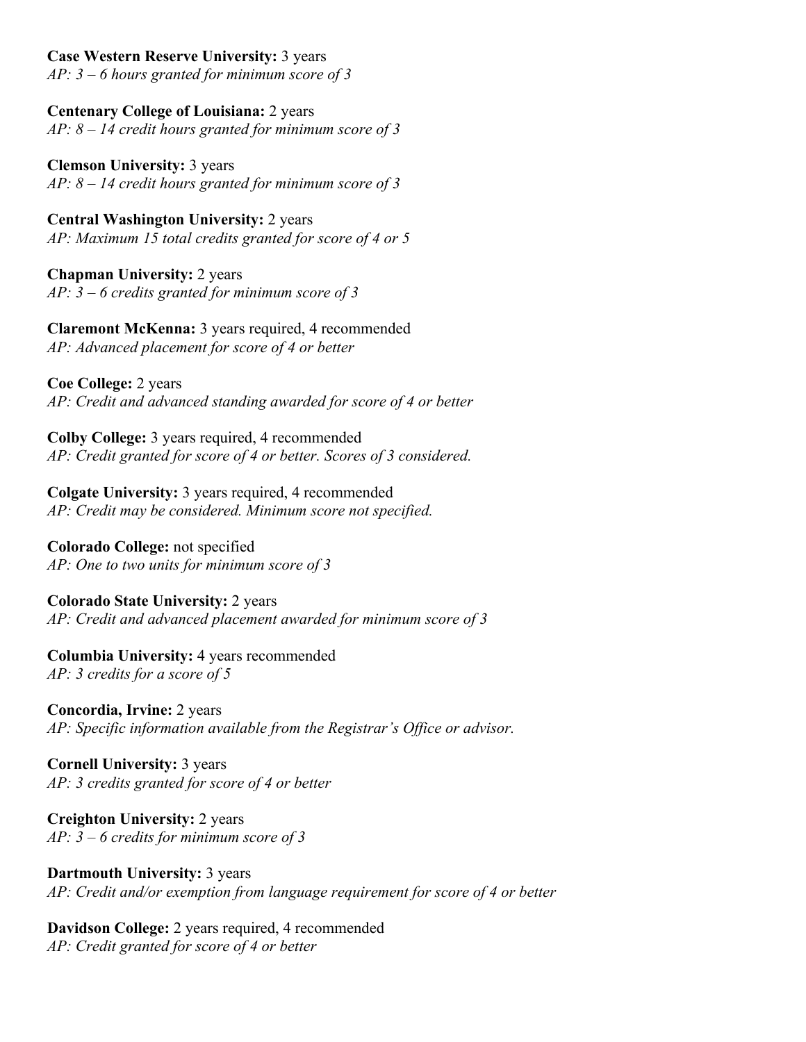**Case Western Reserve University:** 3 years
*AP: 3 – 6 hours granted for minimum score of 3*

**Centenary College of Louisiana:** 2 years
*AP: 8 – 14 credit hours granted for minimum score of 3*

**Clemson University:** 3 years
*AP: 8 – 14 credit hours granted for minimum score of 3*

**Central Washington University:** 2 years
*AP: Maximum 15 total credits granted for score of 4 or 5*

**Chapman University:** 2 years
*AP: 3 – 6 credits granted for minimum score of 3*

**Claremont McKenna:** 3 years required, 4 recommended
*AP: Advanced placement for score of 4 or better*

**Coe College:** 2 years
*AP: Credit and advanced standing awarded for score of 4 or better*

**Colby College:** 3 years required, 4 recommended
*AP: Credit granted for score of 4 or better. Scores of 3 considered.*

**Colgate University:** 3 years required, 4 recommended
*AP: Credit may be considered. Minimum score not specified.*

**Colorado College:** not specified
*AP: One to two units for minimum score of 3*

**Colorado State University:** 2 years
*AP: Credit and advanced placement awarded for minimum score of 3*

**Columbia University:** 4 years recommended
*AP: 3 credits for a score of 5*

**Concordia, Irvine:** 2 years
*AP: Specific information available from the Registrar's Office or advisor.*

**Cornell University:** 3 years
*AP: 3 credits granted for score of 4 or better*

**Creighton University:** 2 years
*AP: 3 – 6 credits for minimum score of 3*

**Dartmouth University:** 3 years
*AP: Credit and/or exemption from language requirement for score of 4 or better*

**Davidson College:** 2 years required, 4 recommended
*AP: Credit granted for score of 4 or better*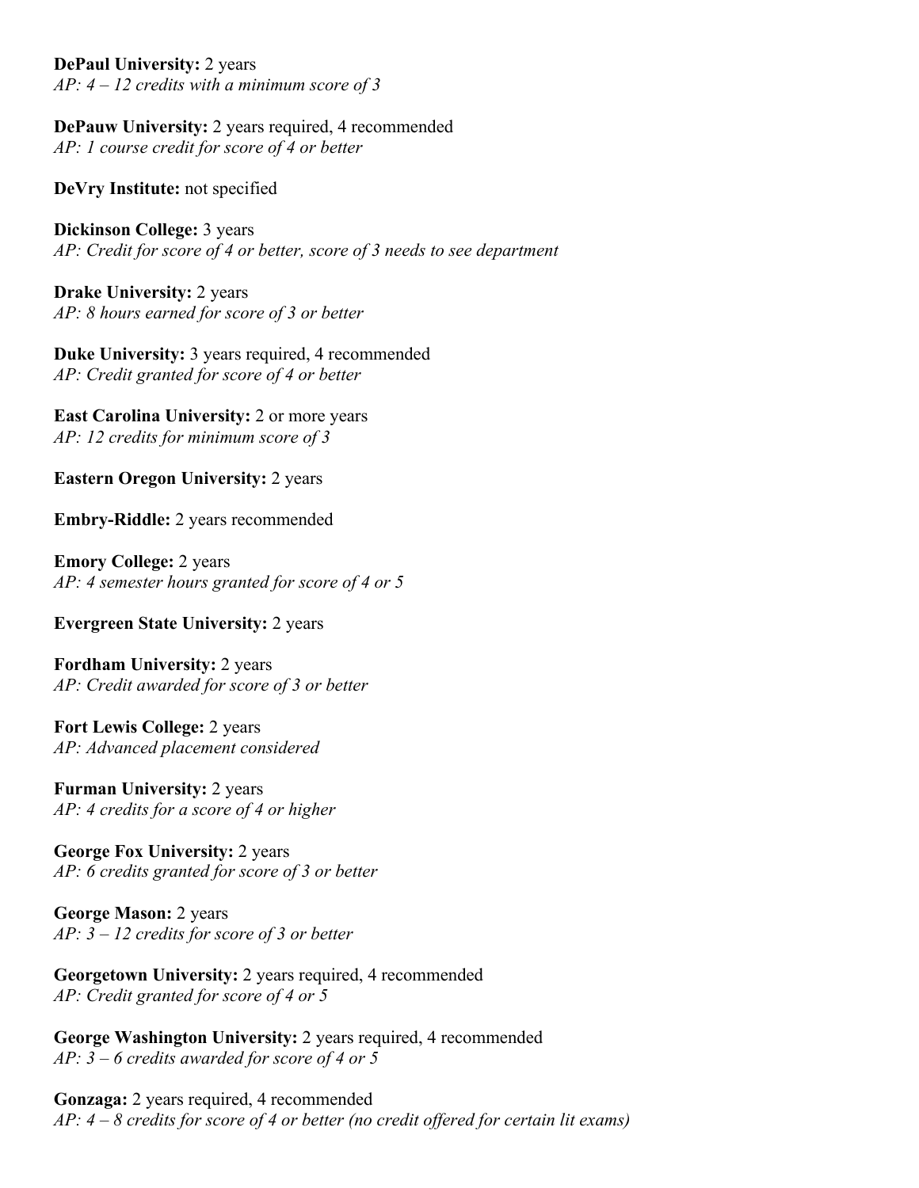**DePaul University:** 2 years
*AP: 4 – 12 credits with a minimum score of 3*

**DePauw University:** 2 years required, 4 recommended
*AP: 1 course credit for score of 4 or better*

**DeVry Institute:** not specified

**Dickinson College:** 3 years
*AP: Credit for score of 4 or better, score of 3 needs to see department*

**Drake University:** 2 years
*AP: 8 hours earned for score of 3 or better*

**Duke University:** 3 years required, 4 recommended
*AP: Credit granted for score of 4 or better*

**East Carolina University:** 2 or more years
*AP: 12 credits for minimum score of 3*

**Eastern Oregon University:** 2 years

**Embry-Riddle:** 2 years recommended

**Emory College:** 2 years
*AP: 4 semester hours granted for score of 4 or 5*

**Evergreen State University:** 2 years

**Fordham University:** 2 years
*AP: Credit awarded for score of 3 or better*

**Fort Lewis College:** 2 years
*AP: Advanced placement considered*

**Furman University:** 2 years
*AP: 4 credits for a score of 4 or higher*

**George Fox University:** 2 years
*AP: 6 credits granted for score of 3 or better*

**George Mason:** 2 years
*AP: 3 – 12 credits for score of 3 or better*

**Georgetown University:** 2 years required, 4 recommended
*AP: Credit granted for score of 4 or 5*

**George Washington University:** 2 years required, 4 recommended
*AP: 3 – 6 credits awarded for score of 4 or 5*

**Gonzaga:** 2 years required, 4 recommended
*AP: 4 – 8 credits for score of 4 or better (no credit offered for certain lit exams)*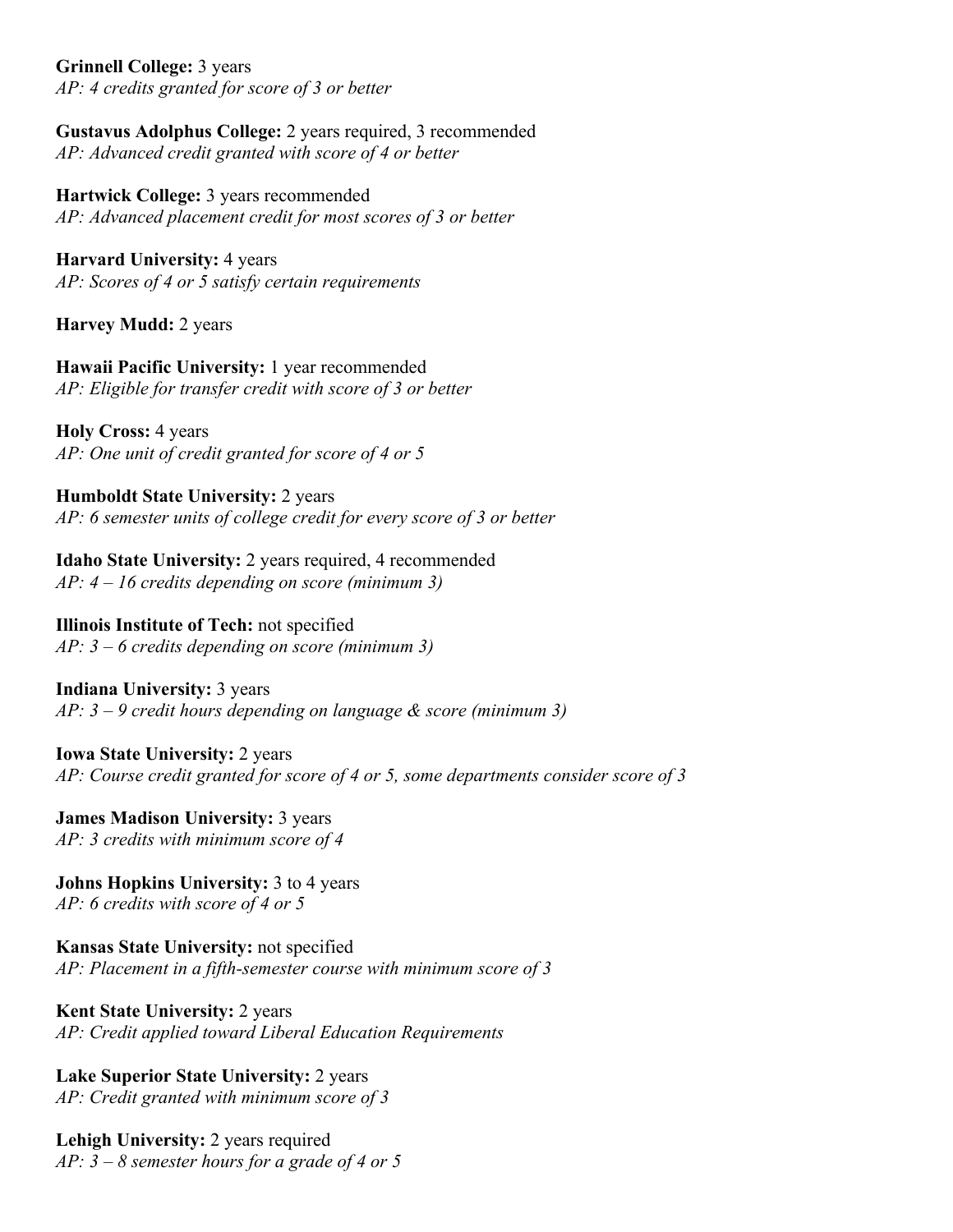**Grinnell College:** 3 years
*AP: 4 credits granted for score of 3 or better*

**Gustavus Adolphus College:** 2 years required, 3 recommended
*AP: Advanced credit granted with score of 4 or better*

**Hartwick College:** 3 years recommended
*AP: Advanced placement credit for most scores of 3 or better*

**Harvard University:** 4 years
*AP: Scores of 4 or 5 satisfy certain requirements*

**Harvey Mudd:** 2 years

**Hawaii Pacific University:** 1 year recommended
*AP: Eligible for transfer credit with score of 3 or better*

**Holy Cross:** 4 years
*AP: One unit of credit granted for score of 4 or 5*

**Humboldt State University:** 2 years
*AP: 6 semester units of college credit for every score of 3 or better*

**Idaho State University:** 2 years required, 4 recommended
*AP: 4 – 16 credits depending on score (minimum 3)*

**Illinois Institute of Tech:** not specified
*AP: 3 – 6 credits depending on score (minimum 3)*

**Indiana University:** 3 years
*AP: 3 – 9 credit hours depending on language & score (minimum 3)*

**Iowa State University:** 2 years
*AP: Course credit granted for score of 4 or 5, some departments consider score of 3*

**James Madison University:** 3 years
*AP: 3 credits with minimum score of 4*

**Johns Hopkins University:** 3 to 4 years
*AP: 6 credits with score of 4 or 5*

**Kansas State University:** not specified
*AP: Placement in a fifth-semester course with minimum score of 3*

**Kent State University:** 2 years
*AP: Credit applied toward Liberal Education Requirements*

**Lake Superior State University:** 2 years
*AP: Credit granted with minimum score of 3*

**Lehigh University:** 2 years required
*AP: 3 – 8 semester hours for a grade of 4 or 5*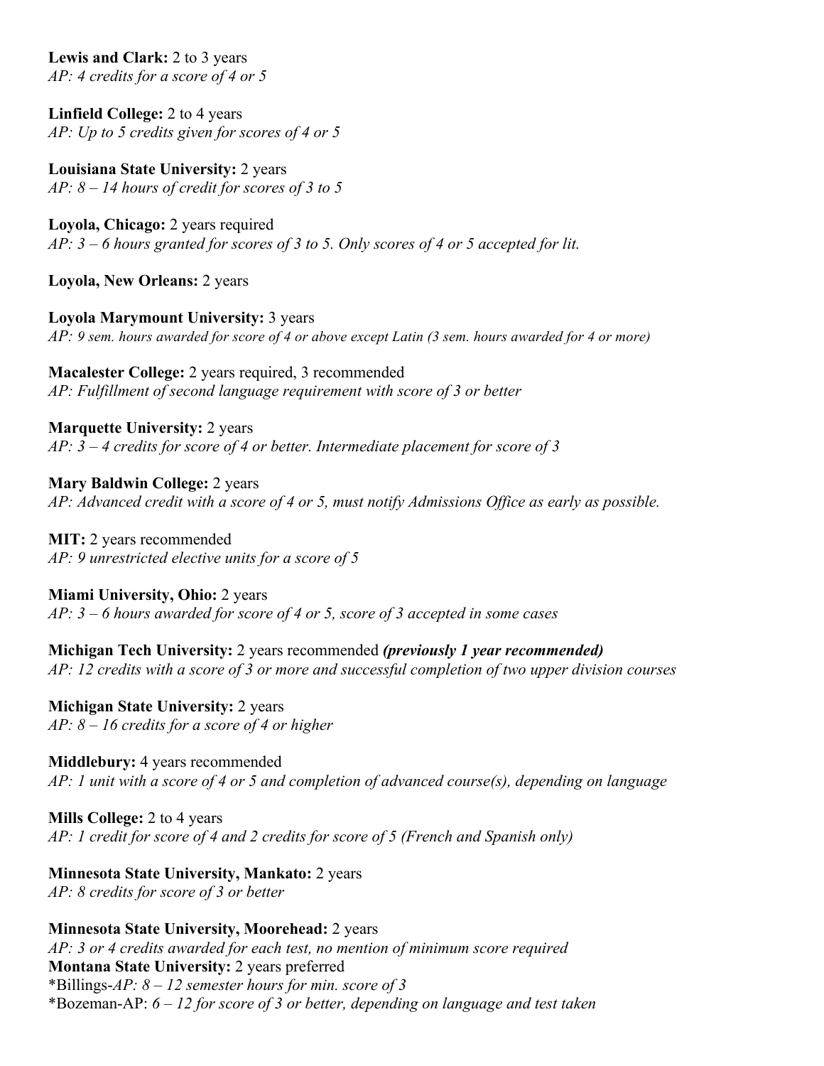**Lewis and Clark:** 2 to 3 years
*AP: 4 credits for a score of 4 or 5*

**Linfield College:** 2 to 4 years
*AP: Up to 5 credits given for scores of 4 or 5*

**Louisiana State University:** 2 years
*AP: 8 – 14 hours of credit for scores of 3 to 5*

**Loyola, Chicago:** 2 years required
*AP: 3 – 6 hours granted for scores of 3 to 5. Only scores of 4 or 5 accepted for lit.*

**Loyola, New Orleans:** 2 years

**Loyola Marymount University:** 3 years
*AP: 9 sem. hours awarded for score of 4 or above except Latin (3 sem. hours awarded for 4 or more)*

**Macalester College:** 2 years required, 3 recommended
*AP: Fulfillment of second language requirement with score of 3 or better*

**Marquette University:** 2 years
*AP: 3 – 4 credits for score of 4 or better. Intermediate placement for score of 3*

**Mary Baldwin College:** 2 years
*AP: Advanced credit with a score of 4 or 5, must notify Admissions Office as early as possible.*

**MIT:** 2 years recommended
*AP: 9 unrestricted elective units for a score of 5*

**Miami University, Ohio:** 2 years
*AP: 3 – 6 hours awarded for score of 4 or 5, score of 3 accepted in some cases*

**Michigan Tech University:** 2 years recommended ***(previously 1 year recommended)***
*AP: 12 credits with a score of 3 or more and successful completion of two upper division courses*

**Michigan State University:** 2 years
*AP: 8 – 16 credits for a score of 4 or higher*

**Middlebury:** 4 years recommended
*AP: 1 unit with a score of 4 or 5 and completion of advanced course(s), depending on language*

**Mills College:** 2 to 4 years
*AP: 1 credit for score of 4 and 2 credits for score of 5 (French and Spanish only)*

**Minnesota State University, Mankato:** 2 years
*AP: 8 credits for score of 3 or better*

**Minnesota State University, Moorehead:** 2 years
*AP: 3 or 4 credits awarded for each test, no mention of minimum score required*

**Montana State University:** 2 years preferred
*Billings-*AP: 8 – 12 semester hours for min. score of 3*
*Bozeman-AP: *6 – 12 for score of 3 or better, depending on language and test taken*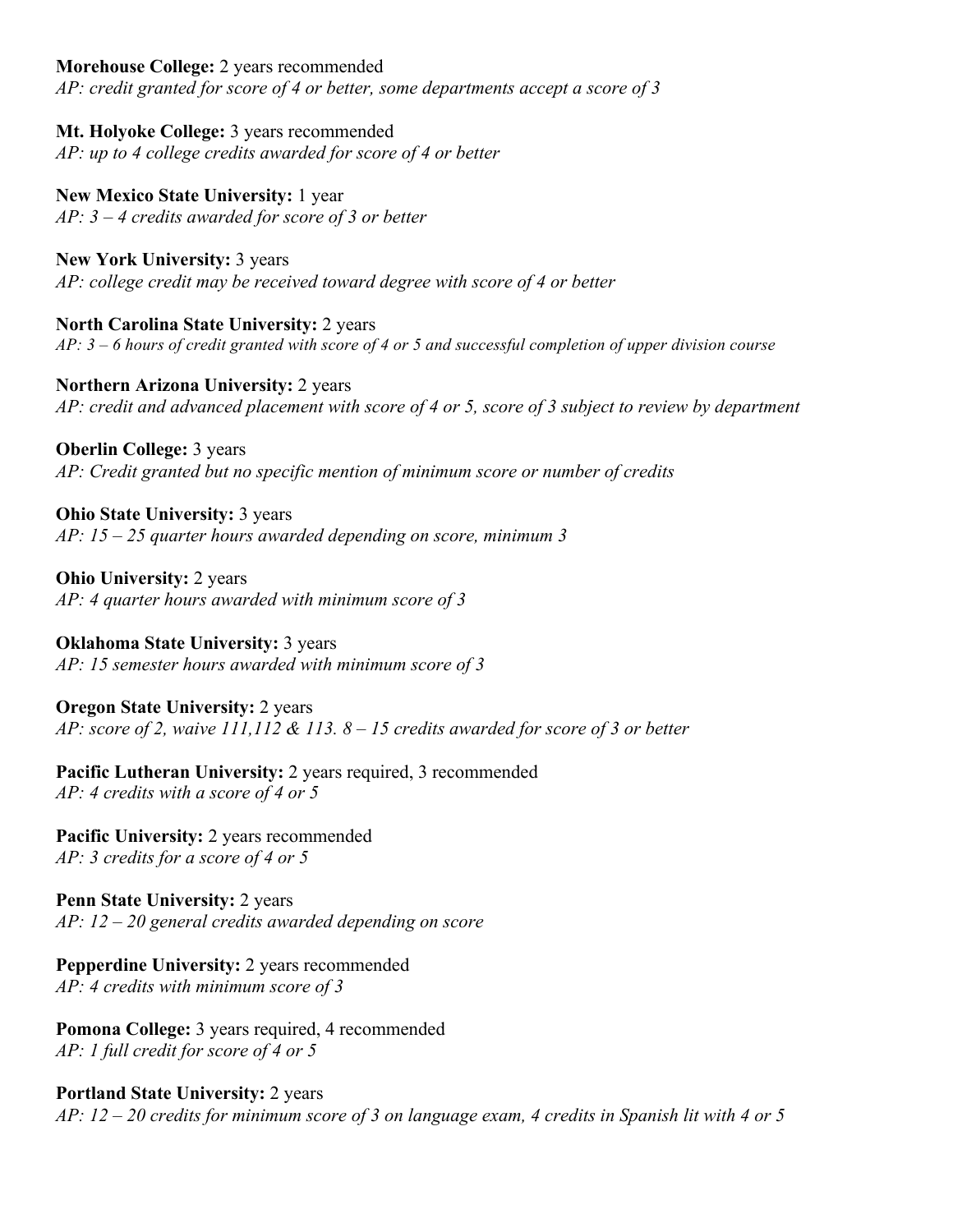**Morehouse College:** 2 years recommended
*AP: credit granted for score of 4 or better, some departments accept a score of 3*

**Mt. Holyoke College:** 3 years recommended
*AP: up to 4 college credits awarded for score of 4 or better*

**New Mexico State University:** 1 year
*AP: 3 – 4 credits awarded for score of 3 or better*

**New York University:** 3 years
*AP: college credit may be received toward degree with score of 4 or better*

**North Carolina State University:** 2 years
*AP: 3 – 6 hours of credit granted with score of 4 or 5 and successful completion of upper division course*

**Northern Arizona University:** 2 years
*AP: credit and advanced placement with score of 4 or 5, score of 3 subject to review by department*

**Oberlin College:** 3 years
*AP: Credit granted but no specific mention of minimum score or number of credits*

**Ohio State University:** 3 years
*AP: 15 – 25 quarter hours awarded depending on score, minimum 3*

**Ohio University:** 2 years
*AP: 4 quarter hours awarded with minimum score of 3*

**Oklahoma State University:** 3 years
*AP: 15 semester hours awarded with minimum score of 3*

**Oregon State University:** 2 years
*AP: score of 2, waive 111,112 & 113. 8 – 15 credits awarded for score of 3 or better*

**Pacific Lutheran University:** 2 years required, 3 recommended
*AP: 4 credits with a score of 4 or 5*

**Pacific University:** 2 years recommended
*AP: 3 credits for a score of 4 or 5*

**Penn State University:** 2 years
*AP: 12 – 20 general credits awarded depending on score*

**Pepperdine University:** 2 years recommended
*AP: 4 credits with minimum score of 3*

**Pomona College:** 3 years required, 4 recommended
*AP: 1 full credit for score of 4 or 5*

**Portland State University:** 2 years
*AP: 12 – 20 credits for minimum score of 3 on language exam, 4 credits in Spanish lit with 4 or 5*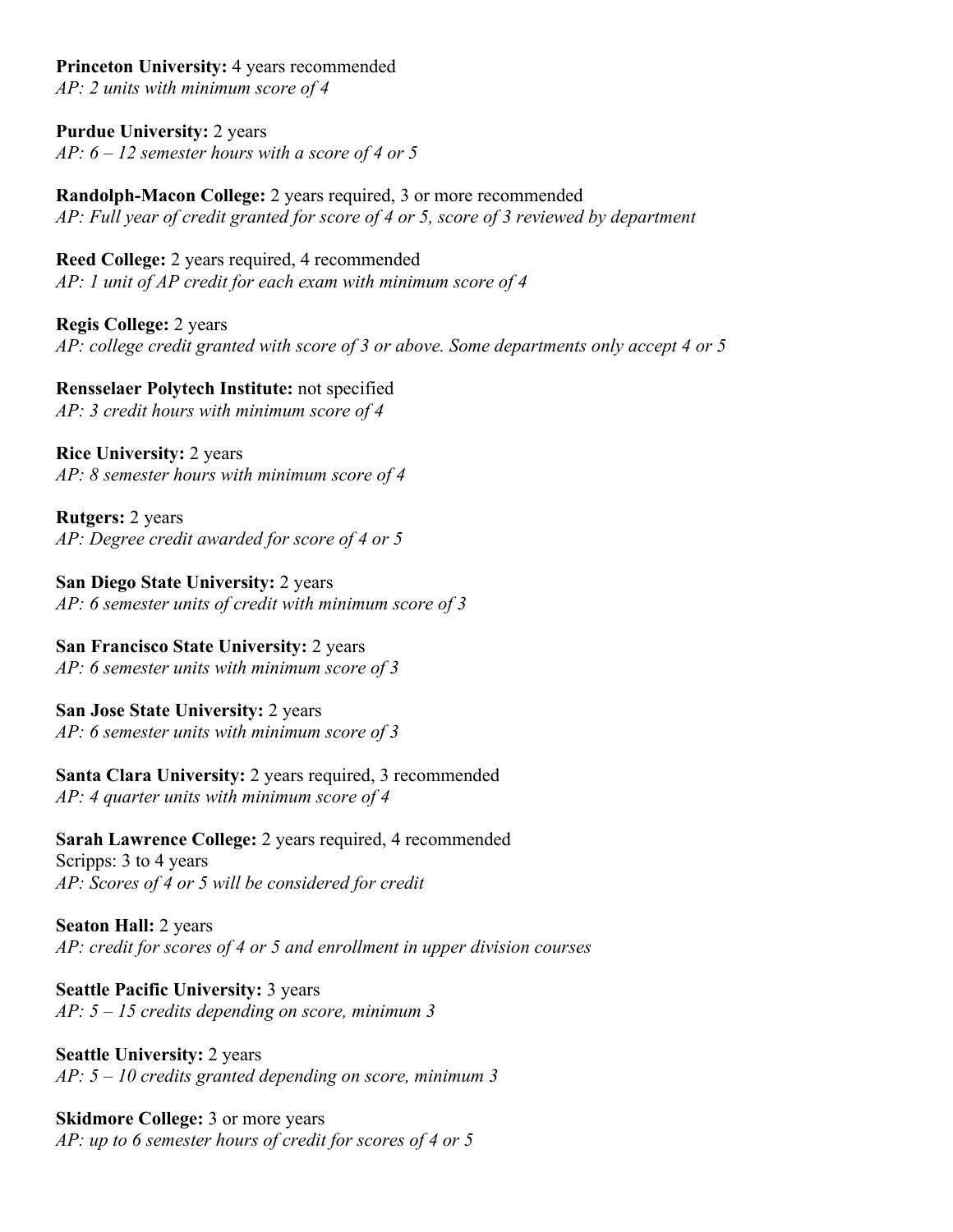**Princeton University:** 4 years recommended
*AP: 2 units with minimum score of 4*

**Purdue University:** 2 years
*AP: 6 – 12 semester hours with a score of 4 or 5*

**Randolph-Macon College:** 2 years required, 3 or more recommended
*AP: Full year of credit granted for score of 4 or 5, score of 3 reviewed by department*

**Reed College:** 2 years required, 4 recommended
*AP: 1 unit of AP credit for each exam with minimum score of 4*

**Regis College:** 2 years
*AP: college credit granted with score of 3 or above. Some departments only accept 4 or 5*

**Rensselaer Polytech Institute:** not specified
*AP: 3 credit hours with minimum score of 4*

**Rice University:** 2 years
*AP: 8 semester hours with minimum score of 4*

**Rutgers:** 2 years
*AP: Degree credit awarded for score of 4 or 5*

**San Diego State University:** 2 years
*AP: 6 semester units of credit with minimum score of 3*

**San Francisco State University:** 2 years
*AP: 6 semester units with minimum score of 3*

**San Jose State University:** 2 years
*AP: 6 semester units with minimum score of 3*

**Santa Clara University:** 2 years required, 3 recommended
*AP: 4 quarter units with minimum score of 4*

**Sarah Lawrence College:** 2 years required, 4 recommended
Scripps: 3 to 4 years
*AP: Scores of 4 or 5 will be considered for credit*

**Seaton Hall:** 2 years
*AP: credit for scores of 4 or 5 and enrollment in upper division courses*

**Seattle Pacific University:** 3 years
*AP: 5 – 15 credits depending on score, minimum 3*

**Seattle University:** 2 years
*AP: 5 – 10 credits granted depending on score, minimum 3*

**Skidmore College:** 3 or more years
*AP: up to 6 semester hours of credit for scores of 4 or 5*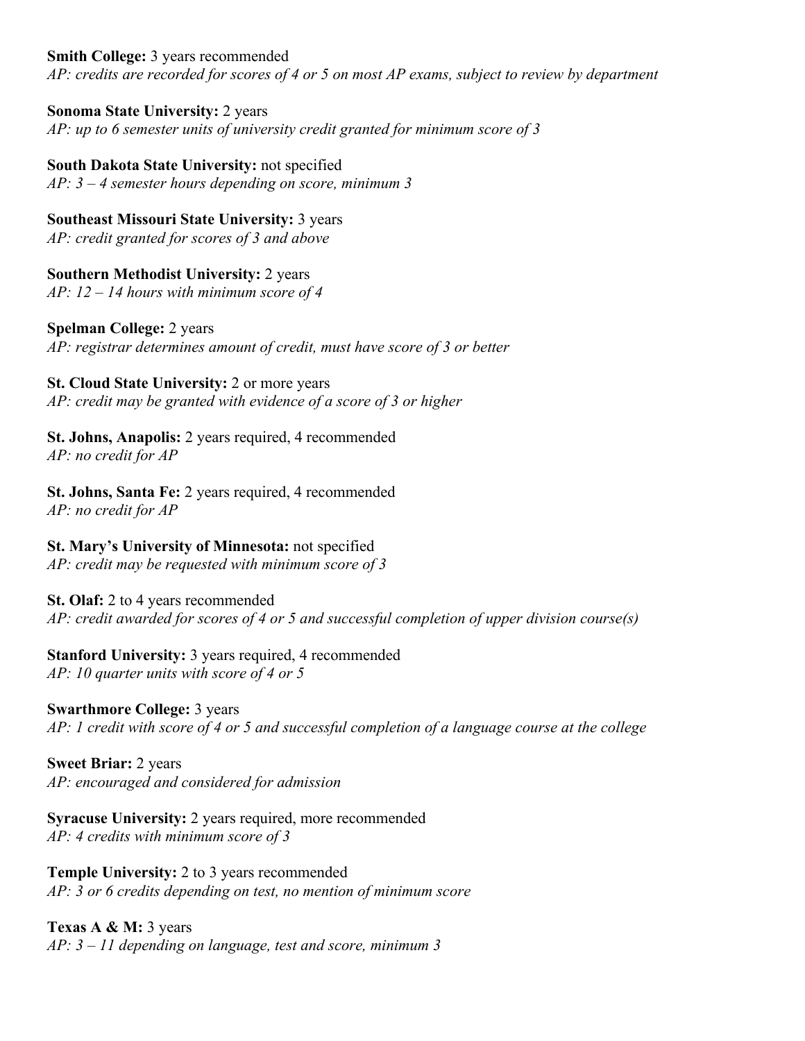**Smith College:** 3 years recommended
*AP: credits are recorded for scores of 4 or 5 on most AP exams, subject to review by department*

**Sonoma State University:** 2 years
*AP: up to 6 semester units of university credit granted for minimum score of 3*

**South Dakota State University:** not specified
*AP: 3 – 4 semester hours depending on score, minimum 3*

**Southeast Missouri State University:** 3 years
*AP: credit granted for scores of 3 and above*

**Southern Methodist University:** 2 years
*AP: 12 – 14 hours with minimum score of 4*

**Spelman College:** 2 years
*AP: registrar determines amount of credit, must have score of 3 or better*

**St. Cloud State University:** 2 or more years
*AP: credit may be granted with evidence of a score of 3 or higher*

**St. Johns, Anapolis:** 2 years required, 4 recommended
*AP: no credit for AP*

**St. Johns, Santa Fe:** 2 years required, 4 recommended
*AP: no credit for AP*

**St. Mary's University of Minnesota:** not specified
*AP: credit may be requested with minimum score of 3*

**St. Olaf:** 2 to 4 years recommended
*AP: credit awarded for scores of 4 or 5 and successful completion of upper division course(s)*

**Stanford University:** 3 years required, 4 recommended
*AP: 10 quarter units with score of 4 or 5*

**Swarthmore College:** 3 years
*AP: 1 credit with score of 4 or 5 and successful completion of a language course at the college*

**Sweet Briar:** 2 years
*AP: encouraged and considered for admission*

**Syracuse University:** 2 years required, more recommended
*AP: 4 credits with minimum score of 3*

**Temple University:** 2 to 3 years recommended
*AP: 3 or 6 credits depending on test, no mention of minimum score*

**Texas A & M:** 3 years
*AP: 3 – 11 depending on language, test and score, minimum 3*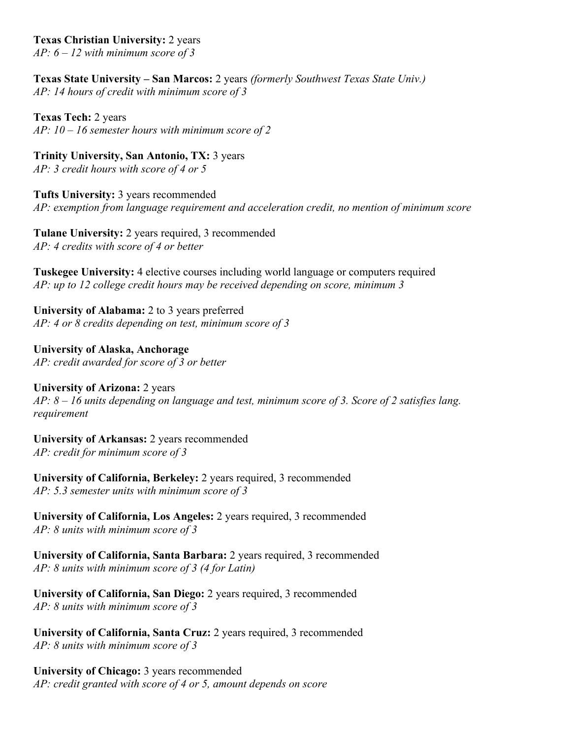**Texas Christian University:** 2 years
*AP: 6 – 12 with minimum score of 3*

**Texas State University – San Marcos:** 2 years *(formerly Southwest Texas State Univ.)*
*AP: 14 hours of credit with minimum score of 3*

**Texas Tech:** 2 years
*AP: 10 – 16 semester hours with minimum score of 2*

**Trinity University, San Antonio, TX:** 3 years
*AP: 3 credit hours with score of 4 or 5*

**Tufts University:** 3 years recommended
*AP: exemption from language requirement and acceleration credit, no mention of minimum score*

**Tulane University:** 2 years required, 3 recommended
*AP: 4 credits with score of 4 or better*

**Tuskegee University:** 4 elective courses including world language or computers required
*AP: up to 12 college credit hours may be received depending on score, minimum 3*

**University of Alabama:** 2 to 3 years preferred
*AP: 4 or 8 credits depending on test, minimum score of 3*

**University of Alaska, Anchorage**
*AP: credit awarded for score of 3 or better*

**University of Arizona:** 2 years
*AP: 8 – 16 units depending on language and test, minimum score of 3. Score of 2 satisfies lang. requirement*

**University of Arkansas:** 2 years recommended
*AP: credit for minimum score of 3*

**University of California, Berkeley:** 2 years required, 3 recommended
*AP: 5.3 semester units with minimum score of 3*

**University of California, Los Angeles:** 2 years required, 3 recommended
*AP: 8 units with minimum score of 3*

**University of California, Santa Barbara:** 2 years required, 3 recommended
*AP: 8 units with minimum score of 3 (4 for Latin)*

**University of California, San Diego:** 2 years required, 3 recommended
*AP: 8 units with minimum score of 3*

**University of California, Santa Cruz:** 2 years required, 3 recommended
*AP: 8 units with minimum score of 3*

**University of Chicago:** 3 years recommended
*AP: credit granted with score of 4 or 5, amount depends on score*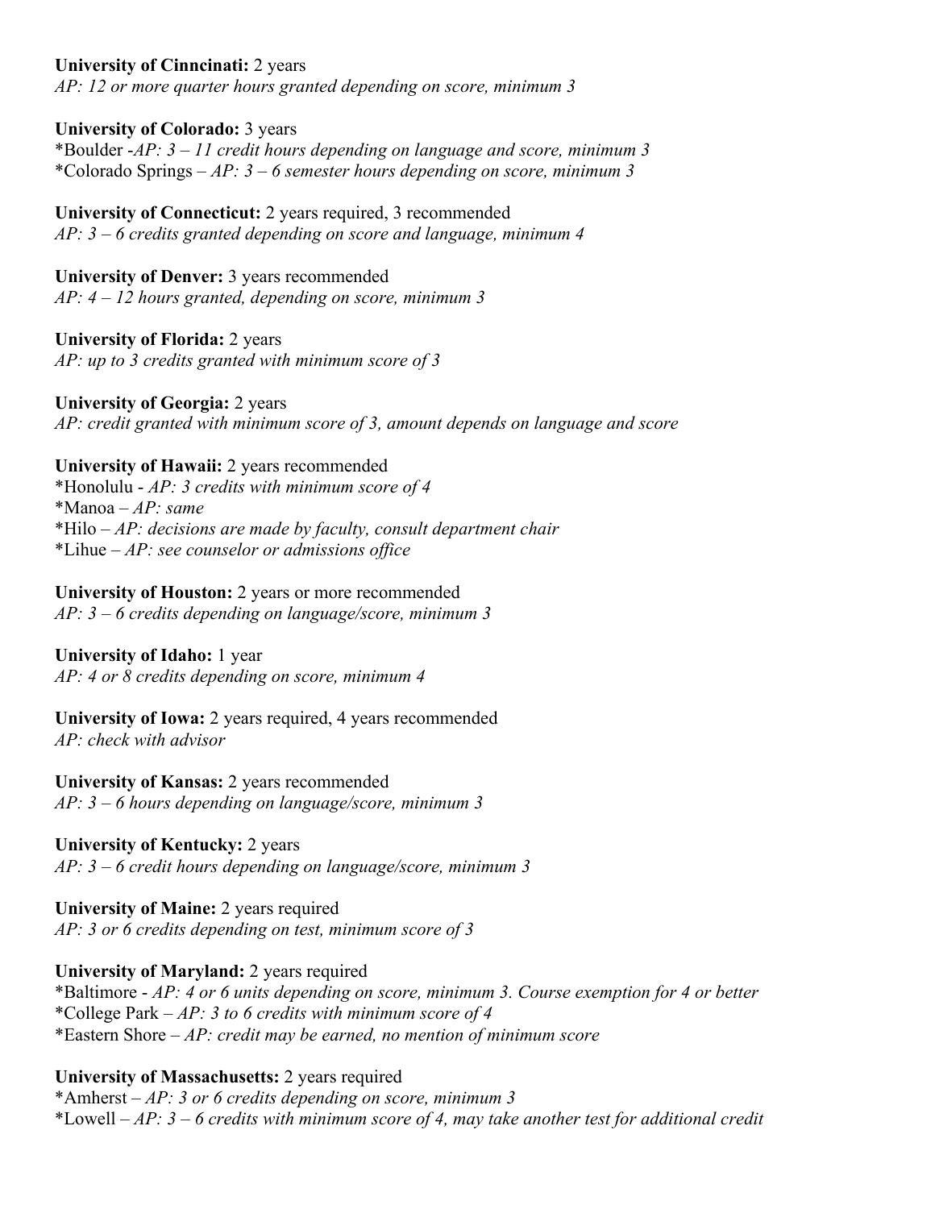**University of Cinncinati:** 2 years
*AP: 12 or more quarter hours granted depending on score, minimum 3*

**University of Colorado:** 3 years
*Boulder -*AP: 3 – 11 credit hours depending on language and score, minimum 3*
*Colorado Springs – *AP: 3 – 6 semester hours depending on score, minimum 3*

**University of Connecticut:** 2 years required, 3 recommended
*AP: 3 – 6 credits granted depending on score and language, minimum 4*

**University of Denver:** 3 years recommended
*AP: 4 – 12 hours granted, depending on score, minimum 3*

**University of Florida:** 2 years
*AP: up to 3 credits granted with minimum score of 3*

**University of Georgia:** 2 years
*AP: credit granted with minimum score of 3, amount depends on language and score*

**University of Hawaii:** 2 years recommended
*Honolulu - *AP: 3 credits with minimum score of 4*
*Manoa – *AP: same*
*Hilo – *AP: decisions are made by faculty, consult department chair*
*Lihue – *AP: see counselor or admissions office*

**University of Houston:** 2 years or more recommended
*AP: 3 – 6 credits depending on language/score, minimum 3*

**University of Idaho:** 1 year
*AP: 4 or 8 credits depending on score, minimum 4*

**University of Iowa:** 2 years required, 4 years recommended
*AP: check with advisor*

**University of Kansas:** 2 years recommended
*AP: 3 – 6 hours depending on language/score, minimum 3*

**University of Kentucky:** 2 years
*AP: 3 – 6 credit hours depending on language/score, minimum 3*

**University of Maine:** 2 years required
*AP: 3 or 6 credits depending on test, minimum score of 3*

**University of Maryland:** 2 years required
*Baltimore - *AP: 4 or 6 units depending on score, minimum 3. Course exemption for 4 or better*
*College Park – *AP: 3 to 6 credits with minimum score of 4*
*Eastern Shore – *AP: credit may be earned, no mention of minimum score*

**University of Massachusetts:** 2 years required
*Amherst – *AP: 3 or 6 credits depending on score, minimum 3*
*Lowell – *AP: 3 – 6 credits with minimum score of 4, may take another test for additional credit*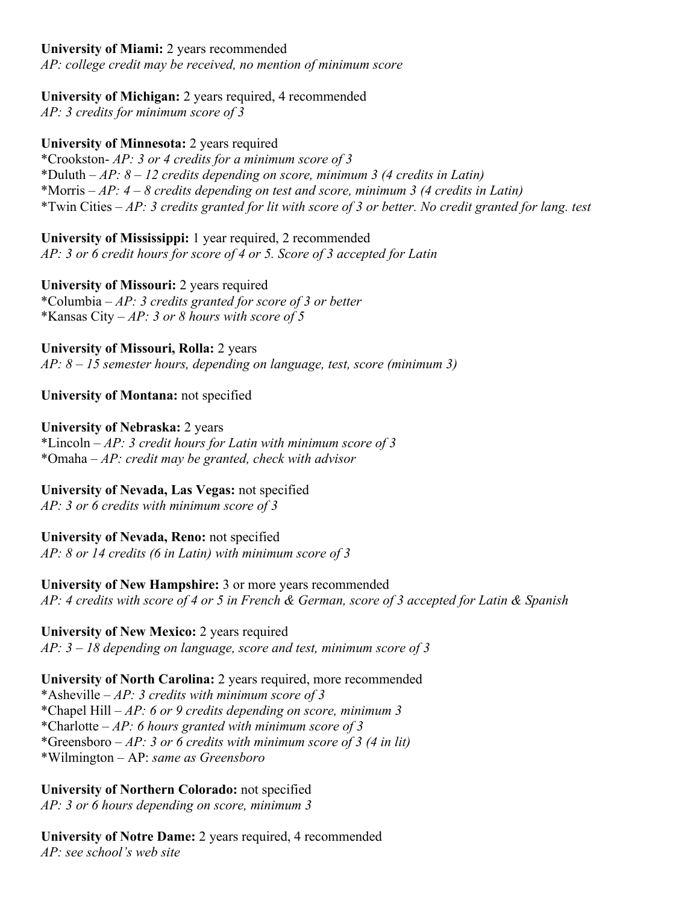**University of Miami:** 2 years recommended
*AP: college credit may be received, no mention of minimum score*

**University of Michigan:** 2 years required, 4 recommended
*AP: 3 credits for minimum score of 3*

**University of Minnesota:** 2 years required
*Crookston- *AP: 3 or 4 credits for a minimum score of 3*
*Duluth – *AP: 8 – 12 credits depending on score, minimum 3 (4 credits in Latin)*
*Morris – *AP: 4 – 8 credits depending on test and score, minimum 3 (4 credits in Latin)*
*Twin Cities – *AP: 3 credits granted for lit with score of 3 or better. No credit granted for lang. test*

**University of Mississippi:** 1 year required, 2 recommended
*AP: 3 or 6 credit hours for score of 4 or 5. Score of 3 accepted for Latin*

**University of Missouri:** 2 years required
*Columbia – *AP: 3 credits granted for score of 3 or better*
*Kansas City – *AP: 3 or 8 hours with score of 5*

**University of Missouri, Rolla:** 2 years
*AP: 8 – 15 semester hours, depending on language, test, score (minimum 3)*

**University of Montana:** not specified

**University of Nebraska:** 2 years
*Lincoln – *AP: 3 credit hours for Latin with minimum score of 3*
*Omaha – *AP: credit may be granted, check with advisor*

**University of Nevada, Las Vegas:** not specified
*AP: 3 or 6 credits with minimum score of 3*

**University of Nevada, Reno:** not specified
*AP: 8 or 14 credits (6 in Latin) with minimum score of 3*

**University of New Hampshire:** 3 or more years recommended
*AP: 4 credits with score of 4 or 5 in French & German, score of 3 accepted for Latin & Spanish*

**University of New Mexico:** 2 years required
*AP: 3 – 18 depending on language, score and test, minimum score of 3*

**University of North Carolina:** 2 years required, more recommended
*Asheville – *AP: 3 credits with minimum score of 3*
*Chapel Hill – *AP: 6 or 9 credits depending on score, minimum 3*
*Charlotte – *AP: 6 hours granted with minimum score of 3*
*Greensboro – *AP: 3 or 6 credits with minimum score of 3 (4 in lit)*
*Wilmington – AP: *same as Greensboro*

**University of Northern Colorado:** not specified
*AP: 3 or 6 hours depending on score, minimum 3*

**University of Notre Dame:** 2 years required, 4 recommended
*AP: see school's web site*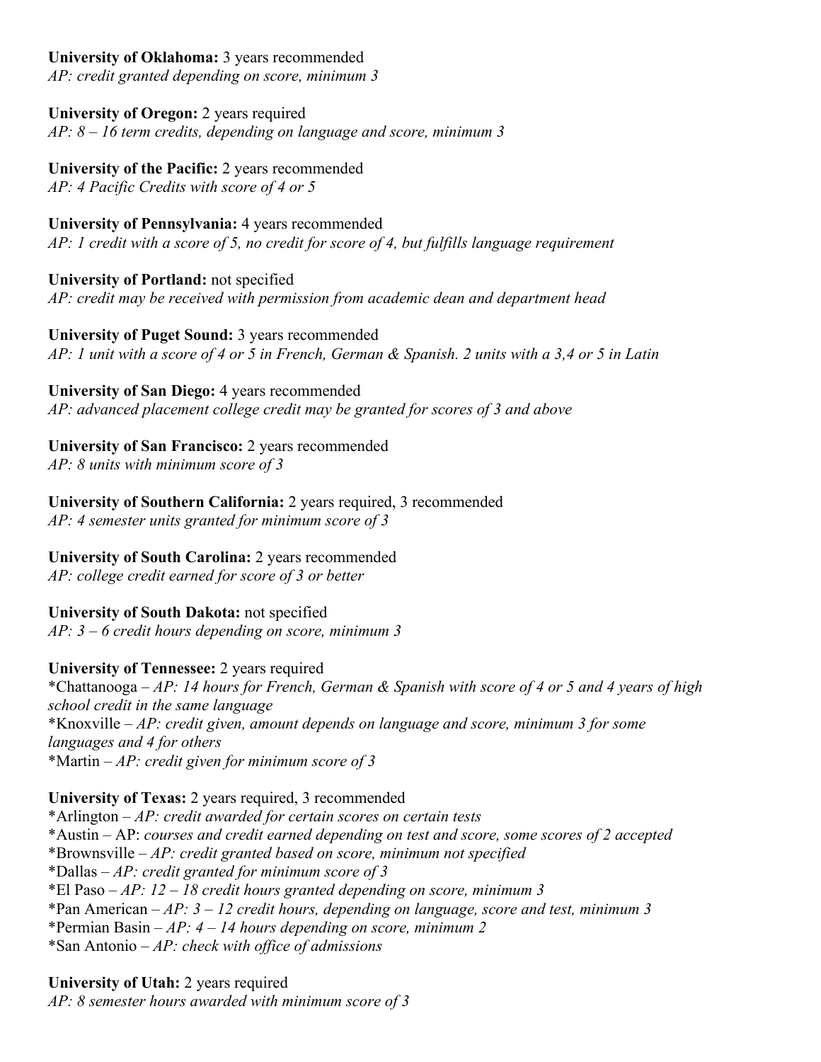**University of Oklahoma:** 3 years recommended
*AP: credit granted depending on score, minimum 3*

**University of Oregon:** 2 years required
*AP: 8 – 16 term credits, depending on language and score, minimum 3*

**University of the Pacific:** 2 years recommended
*AP: 4 Pacific Credits with score of 4 or 5*

**University of Pennsylvania:** 4 years recommended
*AP: 1 credit with a score of 5, no credit for score of 4, but fulfills language requirement*

**University of Portland:** not specified
*AP: credit may be received with permission from academic dean and department head*

**University of Puget Sound:** 3 years recommended
*AP: 1 unit with a score of 4 or 5 in French, German & Spanish. 2 units with a 3,4 or 5 in Latin*

**University of San Diego:** 4 years recommended
*AP: advanced placement college credit may be granted for scores of 3 and above*

**University of San Francisco:** 2 years recommended
*AP: 8 units with minimum score of 3*

**University of Southern California:** 2 years required, 3 recommended
*AP: 4 semester units granted for minimum score of 3*

**University of South Carolina:** 2 years recommended
*AP: college credit earned for score of 3 or better*

**University of South Dakota:** not specified
*AP: 3 – 6 credit hours depending on score, minimum 3*

**University of Tennessee:** 2 years required
*Chattanooga – *AP: 14 hours for French, German & Spanish with score of 4 or 5 and 4 years of high school credit in the same language*
*Knoxville – *AP: credit given, amount depends on language and score, minimum 3 for some languages and 4 for others*
*Martin – *AP: credit given for minimum score of 3*

**University of Texas:** 2 years required, 3 recommended
*Arlington – *AP: credit awarded for certain scores on certain tests*
*Austin – AP: *courses and credit earned depending on test and score, some scores of 2 accepted*
*Brownsville – *AP: credit granted based on score, minimum not specified*
*Dallas – *AP: credit granted for minimum score of 3*
*El Paso – *AP: 12 – 18 credit hours granted depending on score, minimum 3*
*Pan American – *AP: 3 – 12 credit hours, depending on language, score and test, minimum 3*
*Permian Basin – *AP: 4 – 14 hours depending on score, minimum 2*
*San Antonio – *AP: check with office of admissions*

**University of Utah:** 2 years required
*AP: 8 semester hours awarded with minimum score of 3*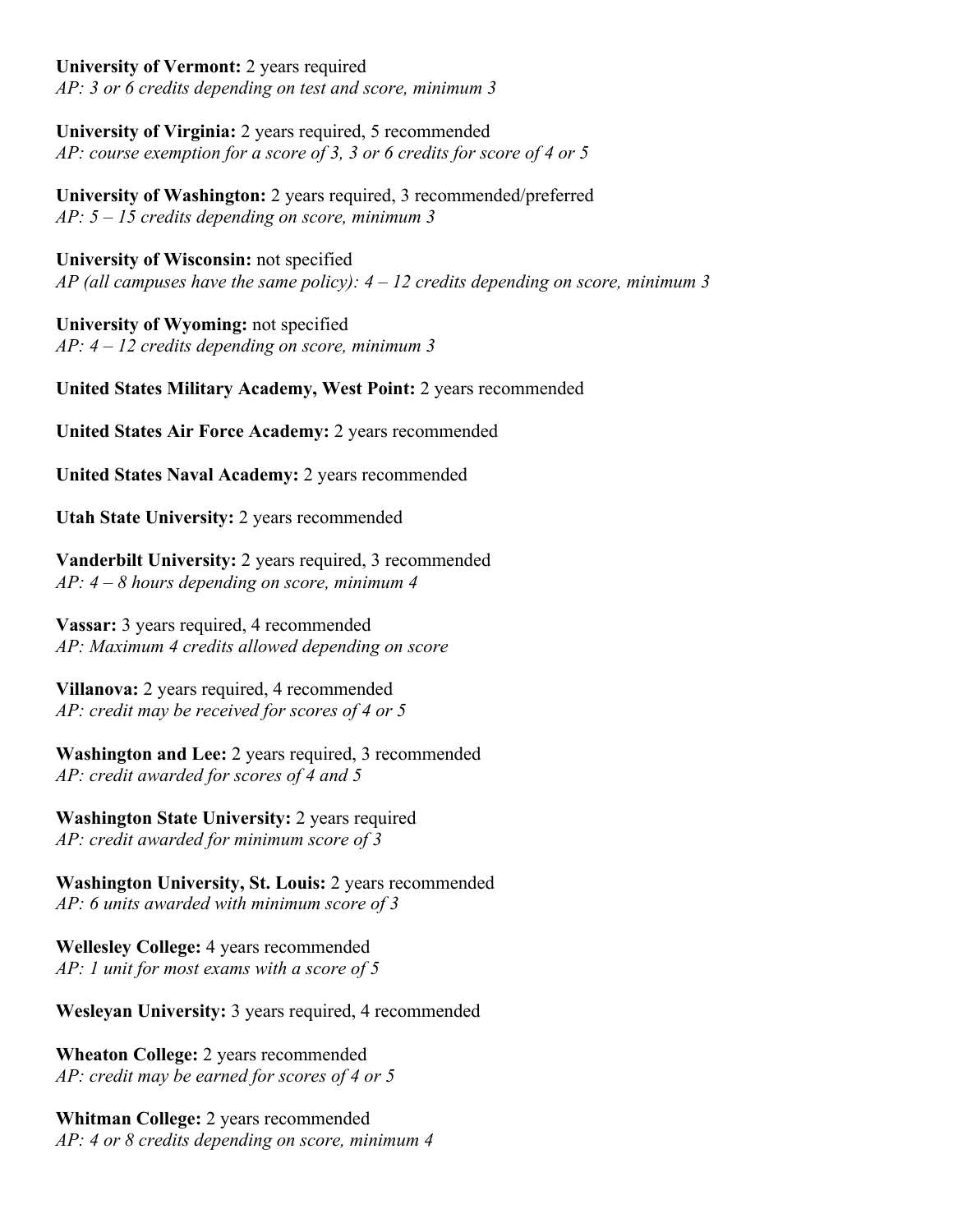**University of Vermont:** 2 years required
*AP: 3 or 6 credits depending on test and score, minimum 3*

**University of Virginia:** 2 years required, 5 recommended
*AP: course exemption for a score of 3, 3 or 6 credits for score of 4 or 5*

**University of Washington:** 2 years required, 3 recommended/preferred
*AP: 5 – 15 credits depending on score, minimum 3*

**University of Wisconsin:** not specified
*AP (all campuses have the same policy): 4 – 12 credits depending on score, minimum 3*

**University of Wyoming:** not specified
*AP: 4 – 12 credits depending on score, minimum 3*

**United States Military Academy, West Point:** 2 years recommended

**United States Air Force Academy:** 2 years recommended

**United States Naval Academy:** 2 years recommended

**Utah State University:** 2 years recommended

**Vanderbilt University:** 2 years required, 3 recommended
*AP: 4 – 8 hours depending on score, minimum 4*

**Vassar:** 3 years required, 4 recommended
*AP: Maximum 4 credits allowed depending on score*

**Villanova:** 2 years required, 4 recommended
*AP: credit may be received for scores of 4 or 5*

**Washington and Lee:** 2 years required, 3 recommended
*AP: credit awarded for scores of 4 and 5*

**Washington State University:** 2 years required
*AP: credit awarded for minimum score of 3*

**Washington University, St. Louis:** 2 years recommended
*AP: 6 units awarded with minimum score of 3*

**Wellesley College:** 4 years recommended
*AP: 1 unit for most exams with a score of 5*

**Wesleyan University:** 3 years required, 4 recommended

**Wheaton College:** 2 years recommended
*AP: credit may be earned for scores of 4 or 5*

**Whitman College:** 2 years recommended
*AP: 4 or 8 credits depending on score, minimum 4*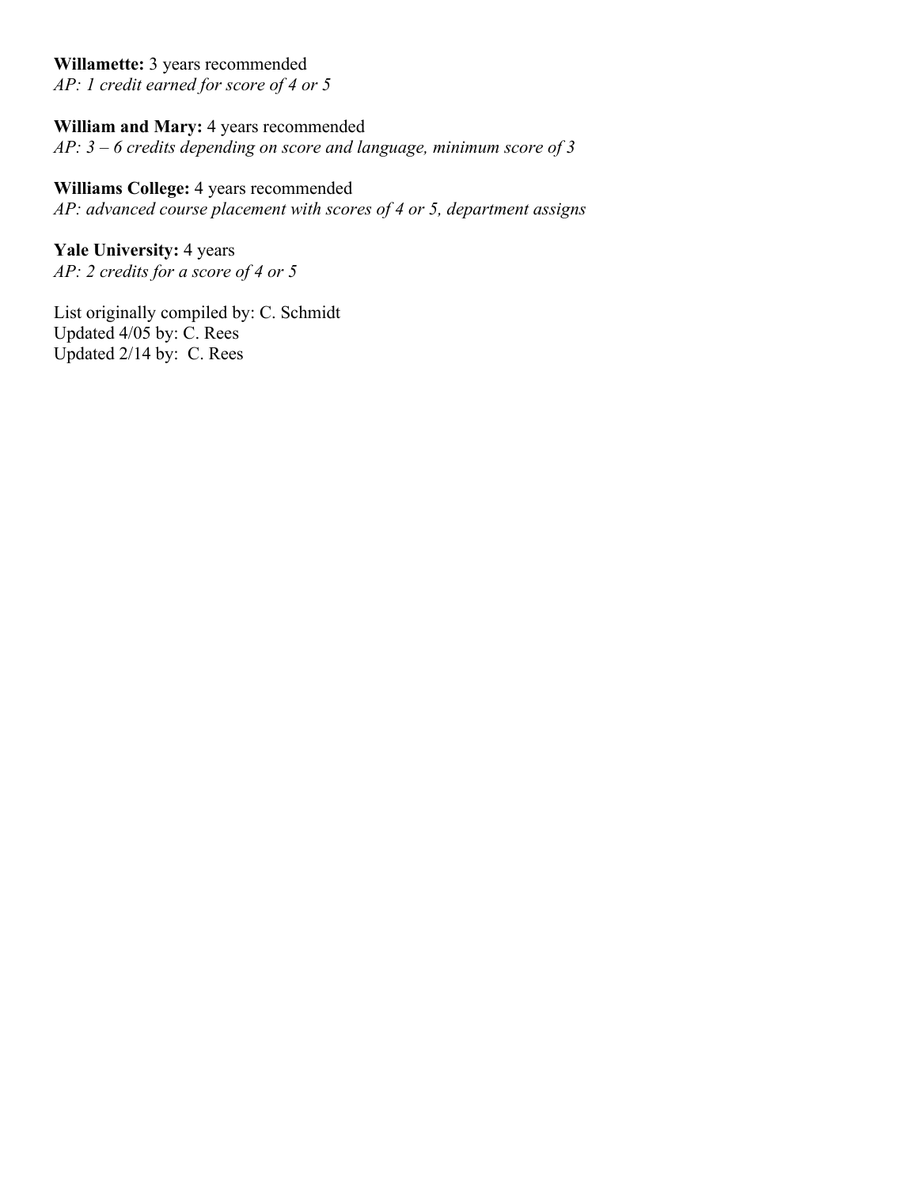**Willamette:** 3 years recommended
*AP: 1 credit earned for score of 4 or 5*

**William and Mary:** 4 years recommended
*AP: 3 – 6 credits depending on score and language, minimum score of 3*

**Williams College:** 4 years recommended
*AP: advanced course placement with scores of 4 or 5, department assigns*

**Yale University:** 4 years
*AP: 2 credits for a score of 4 or 5*

List originally compiled by: C. Schmidt
Updated 4/05 by: C. Rees
Updated 2/14 by: C. Rees